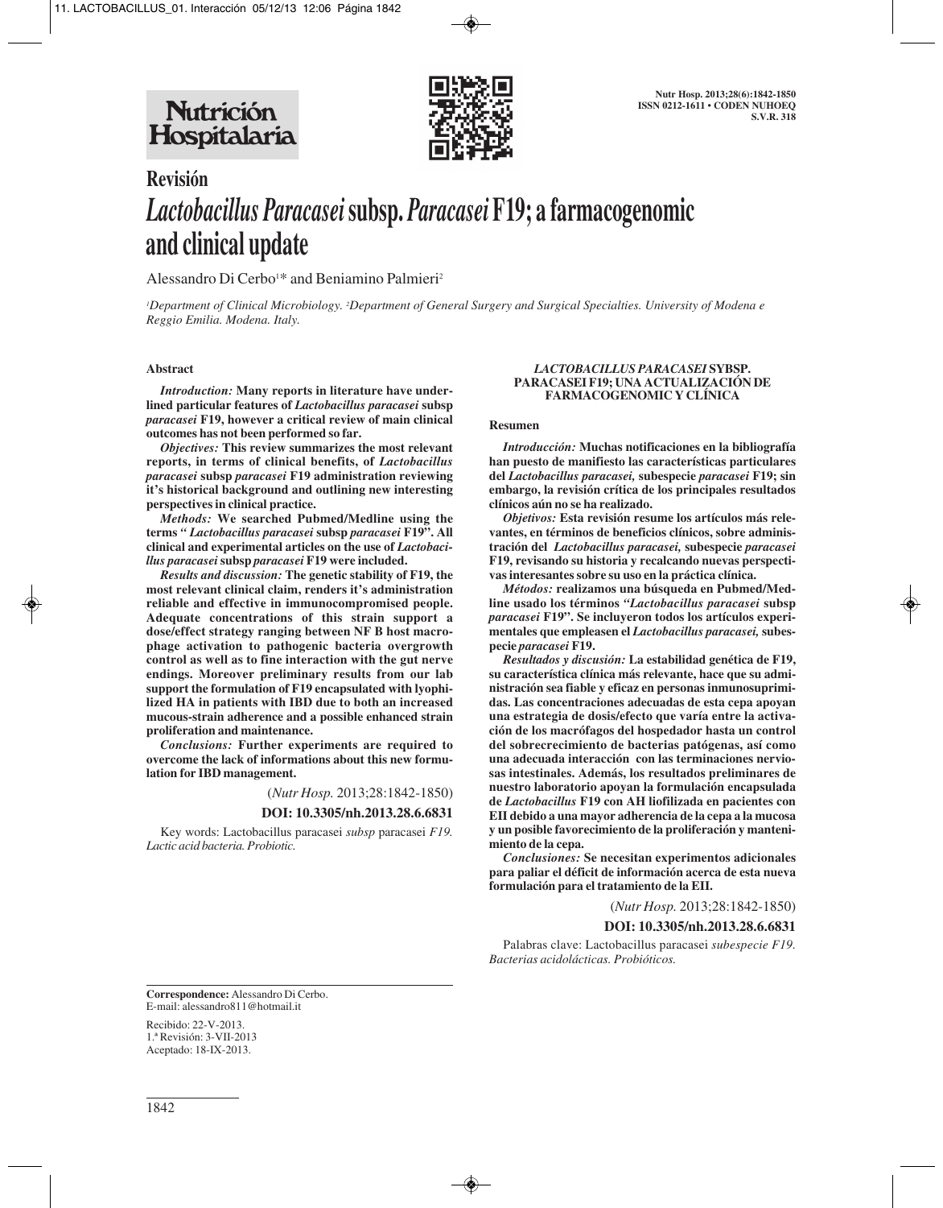# Revisión

# *Lactobacillus Paracasei* subsp. *Paracasei* F19; a farmacogenomic and clinical update

Alessandro Di Cerbo[1]* and Beniamino Palmieri[2]

[1]Department of Clinical Microbiology. [2]Department of General Surgery and Surgical Specialties. University of Modena e Reggio Emilia. Modena. Italy.

## Abstract

*Introduction:* **Many reports in literature have underlined particular features of *Lactobacillus paracasei* subsp *paracasei* F19, however a critical review of main clinical outcomes has not been performed so far.**

*Objectives:* **This review summarizes the most relevant reports, in terms of clinical benefits, of *Lactobacillus paracasei* subsp *paracasei* F19 administration reviewing it's historical background and outlining new interesting perspectives in clinical practice.**

*Methods:* **We searched Pubmed/Medline using the terms " *Lactobacillus paracasei* subsp *paracasei* F19". All clinical and experimental articles on the use of *Lactobacillus paracasei* subsp *paracasei* F19 were included.**

*Results and discussion:* **The genetic stability of F19, the most relevant clinical claim, renders it's administration reliable and effective in immunocompromised people. Adequate concentrations of this strain support a dose/effect strategy ranging between NF B host macrophage activation to pathogenic bacteria overgrowth control as well as to fine interaction with the gut nerve endings. Moreover preliminary results from our lab support the formulation of F19 encapsulated with lyophilized HA in patients with IBD due to both an increased mucous-strain adherence and a possible enhanced strain proliferation and maintenance.**

*Conclusions:* **Further experiments are required to overcome the lack of informations about this new formulation for IBD management.**

(*Nutr Hosp.* 2013;28:1842-1850)

**DOI: 10.3305/nh.2013.28.6.6831**

Key words: Lactobacillus paracasei *subsp* paracasei *F19. Lactic acid bacteria. Probiotic.*

## *LACTOBACILLUS PARACASEI* SYBSP. PARACASEI F19; UNA ACTUALIZACIÓN DE FARMACOGENOMIC Y CLÍNICA

### Resumen

*Introducción:* **Muchas notificaciones en la bibliografía han puesto de manifiesto las características particulares del *Lactobacillus paracasei,* subespecie *paracasei* F19; sin embargo, la revisión crítica de los principales resultados clínicos aún no se ha realizado.**

*Objetivos:* **Esta revisión resume los artículos más relevantes, en términos de beneficios clínicos, sobre administración del *Lactobacillus paracasei,* subespecie *paracasei* F19, revisando su historia y recalcando nuevas perspectivas interesantes sobre su uso en la práctica clínica.**

*Métodos:* **realizamos una búsqueda en Pubmed/Medline usado los términos *"Lactobacillus paracasei* subsp *paracasei* F19". Se incluyeron todos los artículos experimentales que empleasen el *Lactobacillus paracasei,* subespecie *paracasei* F19.**

*Resultados y discusión:* **La estabilidad genética de F19, su característica clínica más relevante, hace que su administración sea fiable y eficaz en personas inmunosuprimidas. Las concentraciones adecuadas de esta cepa apoyan una estrategia de dosis/efecto que varía entre la activación de los macrófagos del hospedador hasta un control del sobrecrecimiento de bacterias patógenas, así como una adecuada interacción con las terminaciones nerviosas intestinales. Además, los resultados preliminares de nuestro laboratorio apoyan la formulación encapsulada de *Lactobacillus* F19 con AH liofilizada en pacientes con EII debido a una mayor adherencia de la cepa a la mucosa y un posible favorecimiento de la proliferación y mantenimiento de la cepa.**

*Conclusiones:* **Se necesitan experimentos adicionales para paliar el déficit de información acerca de esta nueva formulación para el tratamiento de la EII.**

(*Nutr Hosp.* 2013;28:1842-1850)

**DOI: 10.3305/nh.2013.28.6.6831**

Palabras clave: Lactobacillus paracasei *subespecie F19. Bacterias acidolácticas. Probióticos.*

---

**Correspondence:** Alessandro Di Cerbo.
E-mail: alessandro811@hotmail.it

Recibido: 22-V-2013.
1.ª Revisión: 3-VII-2013
Aceptado: 18-IX-2013.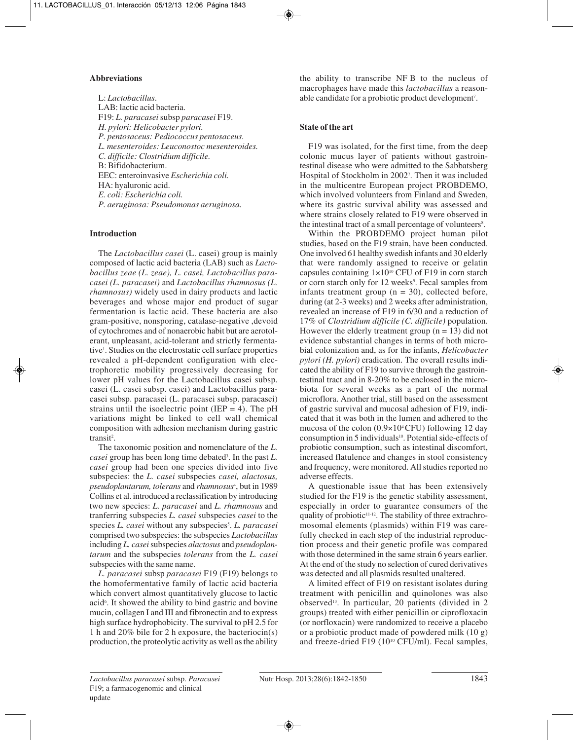## Abbreviations

L: *Lactobacillus.*
LAB: lactic acid bacteria.
F19: *L. paracasei* subsp *paracasei* F19.
*H. pylori: Helicobacter pylori.*
*P. pentosaceus: Pediococcus pentosaceus.*
*L. mesenteroides: Leuconostoc mesenteroides.*
*C. difficile: Clostridium difficile.*
B: Bifidobacterium.
EEC: enteroinvasive *Escherichia coli.*
HA: hyaluronic acid.
*E. coli: Escherichia coli.*
*P. aeruginosa: Pseudomonas aeruginosa.*

## Introduction

The *Lactobacillus casei* (L. casei) group is mainly composed of lactic acid bacteria (LAB) such as *Lactobacillus zeae (L. zeae), L. casei, Lactobacillus paracasei (L. paracasei)* and *Lactobacillus rhamnosus (L. rhamnosus)* widely used in dairy products and lactic beverages and whose major end product of sugar fermentation is lactic acid. These bacteria are also gram-positive, nonsporing, catalase-negative ,devoid of cytochromes and of nonaerobic habit but are aerotolerant, unpleasant, acid-tolerant and strictly fermentative[1]. Studies on the electrostatic cell surface properties revealed a pH-dependent configuration with electrophoretic mobility progressively decreasing for lower pH values for the Lactobacillus casei subsp. casei (L. casei subsp. casei) and Lactobacillus paracasei subsp. paracasei (L. paracasei subsp. paracasei) strains until the isoelectric point (IEP = 4). The pH variations might be linked to cell wall chemical composition with adhesion mechanism during gastric transit[2].

The taxonomic position and nomenclature of the *L. casei* group has been long time debated[3]. In the past *L. casei* group had been one species divided into five subspecies: the *L. casei* subspecies *casei, alactosus, pseudoplantarum, tolerans* and *rhamnosus*[4], but in 1989 Collins et al. introduced a reclassification by introducing two new species: *L. paracasei* and *L. rhamnosus* and tranferring subspecies *L. casei* subspecies *casei* to the species *L. casei* without any subspecies[5]. *L. paracasei* comprised two subspecies: the subspecies *Lactobacillus* including *L. casei* subspecies *alactosus* and *pseudoplantarum* and the subspecies *tolerans* from the *L. casei* subspecies with the same name.

*L. paracasei* subsp *paracasei* F19 (F19) belongs to the homofermentative family of lactic acid bacteria which convert almost quantitatively glucose to lactic acid[6]. It showed the ability to bind gastric and bovine mucin, collagen I and III and fibronectin and to express high surface hydrophobicity. The survival to pH 2.5 for 1 h and 20% bile for 2 h exposure, the bacteriocin(s) production, the proteolytic activity as well as the ability the ability to transcribe NF B to the nucleus of macrophages have made this *lactobacillus* a reasonable candidate for a probiotic product development[7].

## State of the art

F19 was isolated, for the first time, from the deep colonic mucus layer of patients without gastrointestinal disease who were admitted to the Sabbatsberg Hospital of Stockholm in 2002[7]. Then it was included in the multicentre European project PROBDEMO, which involved volunteers from Finland and Sweden, where its gastric survival ability was assessed and where strains closely related to F19 were observed in the intestinal tract of a small percentage of volunteers[8].

Within the PROBDEMO project human pilot studies, based on the F19 strain, have been conducted. One involved 61 healthy swedish infants and 30 elderly that were randomly assigned to receive or gelatin capsules containing $1 \times 10^{10}$ CFU of F19 in corn starch or corn starch only for 12 weeks[9]. Fecal samples from infants treatment group (n = 30), collected before, during (at 2-3 weeks) and 2 weeks after administration, revealed an increase of F19 in 6/30 and a reduction of 17% of *Clostridium difficile (C. difficile)* population. However the elderly treatment group (n = 13) did not evidence substantial changes in terms of both microbial colonization and, as for the infants, *Helicobacter pylori (H. pylori)* eradication. The overall results indicated the ability of F19 to survive through the gastrointestinal tract and in 8-20% to be enclosed in the microbiota for several weeks as a part of the normal microflora. Another trial, still based on the assessment of gastric survival and mucosal adhesion of F19, indicated that it was both in the lumen and adhered to the mucosa of the colon ($0.9 \times 10^4$ CFU) following 12 day consumption in 5 individuals[10]. Potential side-effects of probiotic consumption, such as intestinal discomfort, increased flatulence and changes in stool consistency and frequency, were monitored. All studies reported no adverse effects.

A questionable issue that has been extensively studied for the F19 is the genetic stability assessment, especially in order to guarantee consumers of the quality of probiotic[11-12]. The stability of three extrachromosomal elements (plasmids) within F19 was carefully checked in each step of the industrial reproduction process and their genetic profile was compared with those determined in the same strain 6 years earlier. At the end of the study no selection of cured derivatives was detected and all plasmids resulted unaltered.

A limited effect of F19 on resistant isolates during treatment with penicillin and quinolones was also observed[13]. In particular, 20 patients (divided in 2 groups) treated with either penicillin or ciprofloxacin (or norfloxacin) were randomized to receive a placebo or a probiotic product made of powdered milk (10 g) and freeze-dried F19 ($10^{10}$ CFU/ml). Fecal samples,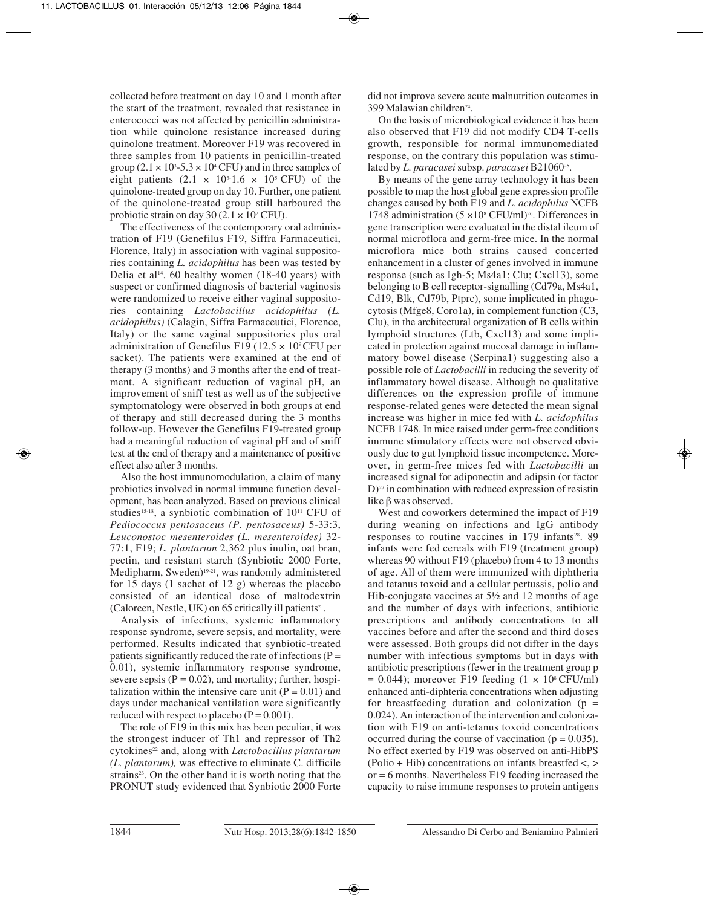collected before treatment on day 10 and 1 month after the start of the treatment, revealed that resistance in enterococci was not affected by penicillin administration while quinolone resistance increased during quinolone treatment. Moreover F19 was recovered in three samples from 10 patients in penicillin-treated group ($2.1 \times 10^3$-$5.3 \times 10^4$ CFU) and in three samples of eight patients ($2.1 \times 10^3$-$1.6 \times 10^5$ CFU) of the quinolone-treated group on day 10. Further, one patient of the quinolone-treated group still harboured the probiotic strain on day 30 ($2.1 \times 10^2$ CFU).

The effectiveness of the contemporary oral administration of F19 (Genefilus F19, Siffra Farmaceutici, Florence, Italy) in association with vaginal suppositories containing *L. acidophilus* has been was tested by Delia et al[14]. 60 healthy women (18-40 years) with suspect or confirmed diagnosis of bacterial vaginosis were randomized to receive either vaginal suppositories containing *Lactobacillus acidophilus (L. acidophilus)* (Calagin, Siffra Farmaceutici, Florence, Italy) or the same vaginal suppositories plus oral administration of Genefilus F19 ($12.5 \times 10^9$ CFU per sacket). The patients were examined at the end of therapy (3 months) and 3 months after the end of treatment. A significant reduction of vaginal pH, an improvement of sniff test as well as of the subjective symptomatology were observed in both groups at end of therapy and still decreased during the 3 months follow-up. However the Genefilus F19-treated group had a meaningful reduction of vaginal pH and of sniff test at the end of therapy and a maintenance of positive effect also after 3 months.

Also the host immunomodulation, a claim of many probiotics involved in normal immune function development, has been analyzed. Based on previous clinical studies[15-18], a synbiotic combination of $10^{11}$ CFU of *Pediococcus pentosaceus (P. pentosaceus)* 5-33:3, *Leuconostoc mesenteroides (L. mesenteroides)* 32-77:1, F19; *L. plantarum* 2,362 plus inulin, oat bran, pectin, and resistant starch (Synbiotic 2000 Forte, Medipharm, Sweden)[19-21], was randomly administered for 15 days (1 sachet of 12 g) whereas the placebo consisted of an identical dose of maltodextrin (Caloreen, Nestle, UK) on 65 critically ill patients[21].

Analysis of infections, systemic inflammatory response syndrome, severe sepsis, and mortality, were performed. Results indicated that synbiotic-treated patients significantly reduced the rate of infections ($P = 0.01$), systemic inflammatory response syndrome, severe sepsis ($P = 0.02$), and mortality; further, hospitalization within the intensive care unit ($P = 0.01$) and days under mechanical ventilation were significantly reduced with respect to placebo ($P = 0.001$).

The role of F19 in this mix has been peculiar, it was the strongest inducer of Th1 and repressor of Th2 cytokines[22] and, along with *Lactobacillus plantarum (L. plantarum),* was effective to eliminate C. difficile strains[23]. On the other hand it is worth noting that the PRONUT study evidenced that Synbiotic 2000 Forte did not improve severe acute malnutrition outcomes in 399 Malawian children[24].

On the basis of microbiological evidence it has been also observed that F19 did not modify CD4 T-cells growth, responsible for normal immunomediated response, on the contrary this population was stimulated by *L. paracasei* subsp. *paracasei* B21060[25].

By means of the gene array technology it has been possible to map the host global gene expression profile changes caused by both F19 and *L. acidophilus* NCFB 1748 administration ($5 \times 10^8$ CFU/ml)[26]. Differences in gene transcription were evaluated in the distal ileum of normal microflora and germ-free mice. In the normal microflora mice both strains caused concerted enhancement in a cluster of genes involved in immune response (such as Igh-5; Ms4a1; Clu; Cxcl13), some belonging to B cell receptor-signalling (Cd79a, Ms4a1, Cd19, Blk, Cd79b, Ptprc), some implicated in phagocytosis (Mfge8, Coro1a), in complement function (C3, Clu), in the architectural organization of B cells within lymphoid structures (Ltb, Cxcl13) and some implicated in protection against mucosal damage in inflammatory bowel disease (Serpina1) suggesting also a possible role of *Lactobacilli* in reducing the severity of inflammatory bowel disease. Although no qualitative differences on the expression profile of immune response-related genes were detected the mean signal increase was higher in mice fed with *L. acidophilus* NCFB 1748. In mice raised under germ-free conditions immune stimulatory effects were not observed obviously due to gut lymphoid tissue incompetence. Moreover, in germ-free mices fed with *Lactobacilli* an increased signal for adiponectin and adipsin (or factor D)[27] in combination with reduced expression of resistin like β was observed.

West and coworkers determined the impact of F19 during weaning on infections and IgG antibody responses to routine vaccines in 179 infants[28]. 89 infants were fed cereals with F19 (treatment group) whereas 90 without F19 (placebo) from 4 to 13 months of age. All of them were immunized with diphtheria and tetanus toxoid and a cellular pertussis, polio and Hib-conjugate vaccines at 5½ and 12 months of age and the number of days with infections, antibiotic prescriptions and antibody concentrations to all vaccines before and after the second and third doses were assessed. Both groups did not differ in the days number with infectious symptoms but in days with antibiotic prescriptions (fewer in the treatment group $p = 0.044$); moreover F19 feeding ($1 \times 10^8$ CFU/ml) enhanced anti-diphteria concentrations when adjusting for breastfeeding duration and colonization ($p = 0.024$). An interaction of the intervention and colonization with F19 on anti-tetanus toxoid concentrations occurred during the course of vaccination ($p = 0.035$). No effect exerted by F19 was observed on anti-HibPS (Polio + Hib) concentrations on infants breastfed <, > or = 6 months. Nevertheless F19 feeding increased the capacity to raise immune responses to protein antigens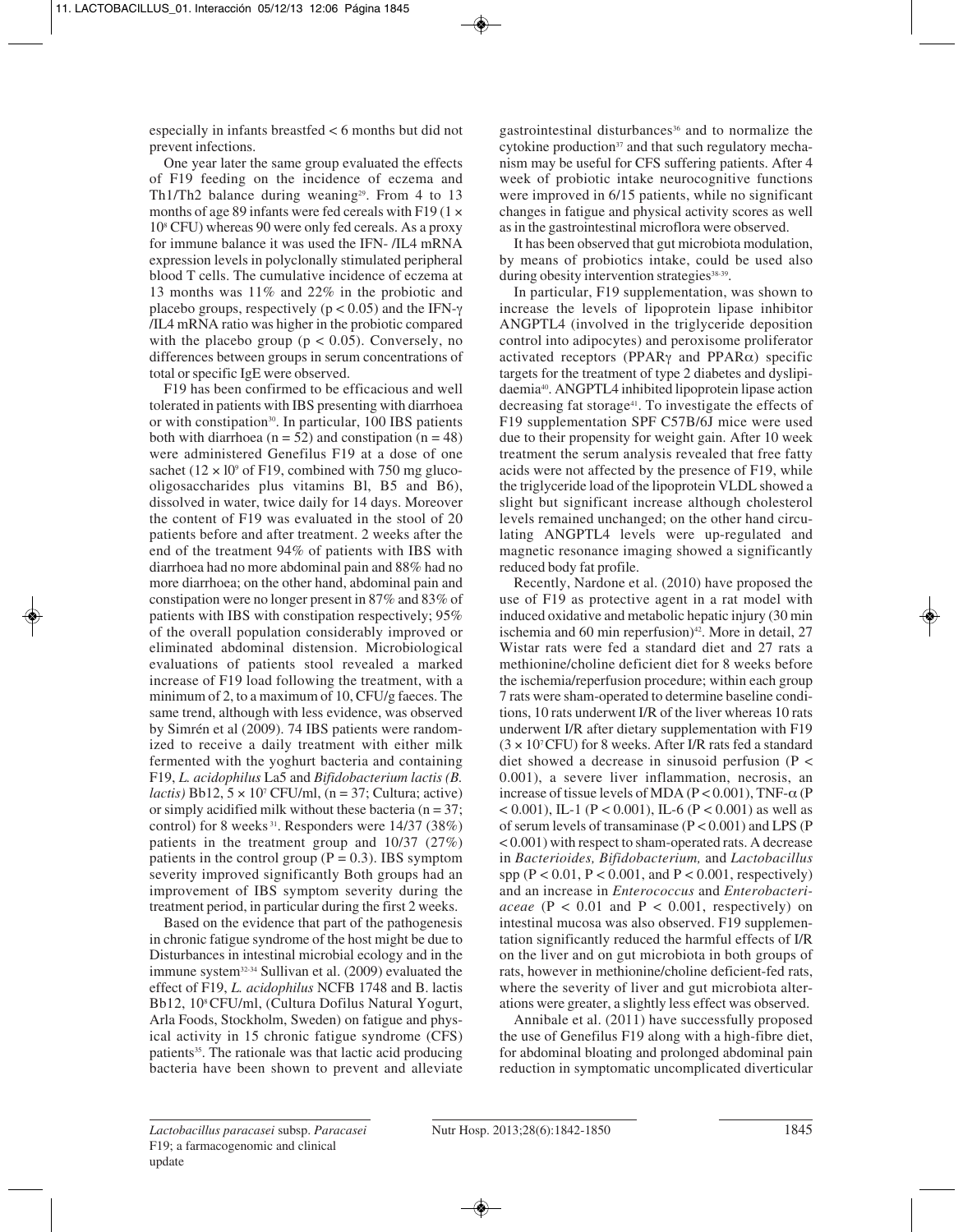especially in infants breastfed < 6 months but did not prevent infections.

One year later the same group evaluated the effects of F19 feeding on the incidence of eczema and Th1/Th2 balance during weaning[29]. From 4 to 13 months of age 89 infants were fed cereals with F19 ($1 \times 10^8$ CFU) whereas 90 were only fed cereals. As a proxy for immune balance it was used the IFN- /IL4 mRNA expression levels in polyclonally stimulated peripheral blood T cells. The cumulative incidence of eczema at 13 months was 11% and 22% in the probiotic and placebo groups, respectively ($p < 0.05$) and the IFN-γ /IL4 mRNA ratio was higher in the probiotic compared with the placebo group ($p < 0.05$). Conversely, no differences between groups in serum concentrations of total or specific IgE were observed.

F19 has been confirmed to be efficacious and well tolerated in patients with IBS presenting with diarrhoea or with constipation[30]. In particular, 100 IBS patients both with diarrhoea (n = 52) and constipation (n = 48) were administered Genefilus F19 at a dose of one sachet ($12 \times 10^9$ of F19, combined with 750 mg gluco-oligosaccharides plus vitamins Bl, B5 and B6), dissolved in water, twice daily for 14 days. Moreover the content of F19 was evaluated in the stool of 20 patients before and after treatment. 2 weeks after the end of the treatment 94% of patients with IBS with diarrhoea had no more abdominal pain and 88% had no more diarrhoea; on the other hand, abdominal pain and constipation were no longer present in 87% and 83% of patients with IBS with constipation respectively; 95% of the overall population considerably improved or eliminated abdominal distension. Microbiological evaluations of patients stool revealed a marked increase of F19 load following the treatment, with a minimum of 2, to a maximum of 10, CFU/g faeces. The same trend, although with less evidence, was observed by Simrén et al (2009). 74 IBS patients were randomized to receive a daily treatment with either milk fermented with the yoghurt bacteria and containing F19, *L. acidophilus* La5 and *Bifidobacterium lactis (B. lactis)* Bb12, $5 \times 10^7$ CFU/ml, (n = 37; Cultura; active) or simply acidified milk without these bacteria (n = 37; control) for 8 weeks[31]. Responders were 14/37 (38%) patients in the treatment group and 10/37 (27%) patients in the control group (P = 0.3). IBS symptom severity improved significantly Both groups had an improvement of IBS symptom severity during the treatment period, in particular during the first 2 weeks.

Based on the evidence that part of the pathogenesis in chronic fatigue syndrome of the host might be due to Disturbances in intestinal microbial ecology and in the immune system[32-34] Sullivan et al. (2009) evaluated the effect of F19, *L. acidophilus* NCFB 1748 and B. lactis Bb12, $10^8$ CFU/ml, (Cultura Dofilus Natural Yogurt, Arla Foods, Stockholm, Sweden) on fatigue and physical activity in 15 chronic fatigue syndrome (CFS) patients[35]. The rationale was that lactic acid producing bacteria have been shown to prevent and alleviate gastrointestinal disturbances[36] and to normalize the cytokine production[37] and that such regulatory mechanism may be useful for CFS suffering patients. After 4 week of probiotic intake neurocognitive functions were improved in 6/15 patients, while no significant changes in fatigue and physical activity scores as well as in the gastrointestinal microflora were observed.

It has been observed that gut microbiota modulation, by means of probiotics intake, could be used also during obesity intervention strategies[38-39].

In particular, F19 supplementation, was shown to increase the levels of lipoprotein lipase inhibitor ANGPTL4 (involved in the triglyceride deposition control into adipocytes) and peroxisome proliferator activated receptors (PPARγ and PPARα) specific targets for the treatment of type 2 diabetes and dyslipidaemia[40]. ANGPTL4 inhibited lipoprotein lipase action decreasing fat storage[41]. To investigate the effects of F19 supplementation SPF C57B/6J mice were used due to their propensity for weight gain. After 10 week treatment the serum analysis revealed that free fatty acids were not affected by the presence of F19, while the triglyceride load of the lipoprotein VLDL showed a slight but significant increase although cholesterol levels remained unchanged; on the other hand circulating ANGPTL4 levels were up-regulated and magnetic resonance imaging showed a significantly reduced body fat profile.

Recently, Nardone et al. (2010) have proposed the use of F19 as protective agent in a rat model with induced oxidative and metabolic hepatic injury (30 min ischemia and 60 min reperfusion)[42]. More in detail, 27 Wistar rats were fed a standard diet and 27 rats a methionine/choline deficient diet for 8 weeks before the ischemia/reperfusion procedure; within each group 7 rats were sham-operated to determine baseline conditions, 10 rats underwent I/R of the liver whereas 10 rats underwent I/R after dietary supplementation with F19 ($3 \times 10^7$ CFU) for 8 weeks. After I/R rats fed a standard diet showed a decrease in sinusoid perfusion ($P < 0.001$), a severe liver inflammation, necrosis, an increase of tissue levels of MDA ($P < 0.001$), TNF-α ($P < 0.001$), IL-1 ($P < 0.001$), IL-6 ($P < 0.001$) as well as of serum levels of transaminase ($P < 0.001$) and LPS ($P < 0.001$) with respect to sham-operated rats. A decrease in *Bacterioides, Bifidobacterium,* and *Lactobacillus* spp ($P < 0.01$, $P < 0.001$, and $P < 0.001$, respectively) and an increase in *Enterococcus* and *Enterobacteriaceae* ($P < 0.01$ and $P < 0.001$, respectively) on intestinal mucosa was also observed. F19 supplementation significantly reduced the harmful effects of I/R on the liver and on gut microbiota in both groups of rats, however in methionine/choline deficient-fed rats, where the severity of liver and gut microbiota alterations were greater, a slightly less effect was observed.

Annibale et al. (2011) have successfully proposed the use of Genefilus F19 along with a high-fibre diet, for abdominal bloating and prolonged abdominal pain reduction in symptomatic uncomplicated diverticular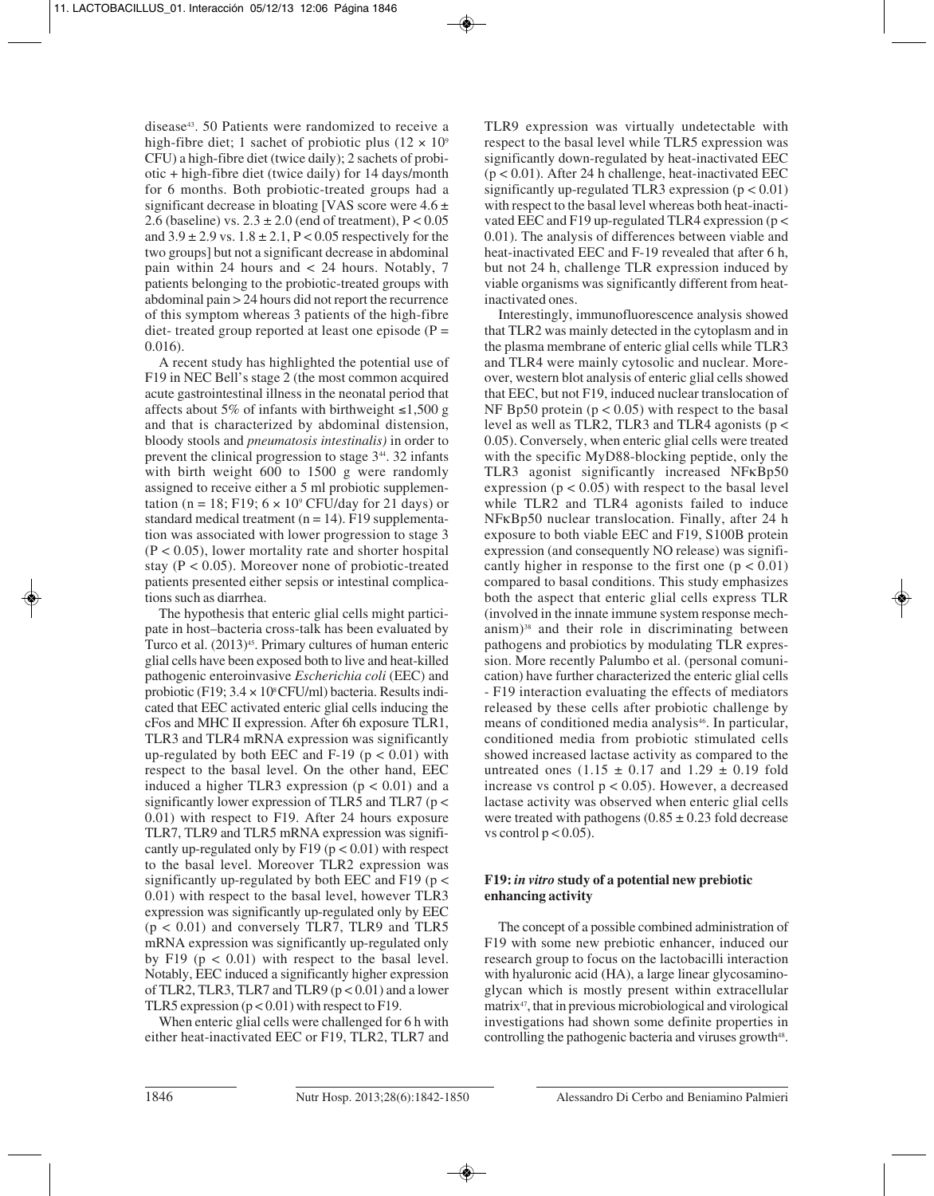disease[43]. 50 Patients were randomized to receive a high-fibre diet; 1 sachet of probiotic plus ($12 \times 10^9$ CFU) a high-fibre diet (twice daily); 2 sachets of probiotic + high-fibre diet (twice daily) for 14 days/month for 6 months. Both probiotic-treated groups had a significant decrease in bloating [VAS score were $4.6 \pm 2.6$ (baseline) vs. $2.3 \pm 2.0$ (end of treatment), $P < 0.05$ and $3.9 \pm 2.9$ vs. $1.8 \pm 2.1$, $P < 0.05$ respectively for the two groups] but not a significant decrease in abdominal pain within 24 hours and < 24 hours. Notably, 7 patients belonging to the probiotic-treated groups with abdominal pain > 24 hours did not report the recurrence of this symptom whereas 3 patients of the high-fibre diet- treated group reported at least one episode ($P = 0.016$).

A recent study has highlighted the potential use of F19 in NEC Bell's stage 2 (the most common acquired acute gastrointestinal illness in the neonatal period that affects about 5% of infants with birthweight ≤1,500 g and that is characterized by abdominal distension, bloody stools and *pneumatosis intestinalis)* in order to prevent the clinical progression to stage 3[44]. 32 infants with birth weight 600 to 1500 g were randomly assigned to receive either a 5 ml probiotic supplementation (n = 18; F19; $6 \times 10^9$ CFU/day for 21 days) or standard medical treatment (n = 14). F19 supplementation was associated with lower progression to stage 3 ($P < 0.05$), lower mortality rate and shorter hospital stay ($P < 0.05$). Moreover none of probiotic-treated patients presented either sepsis or intestinal complications such as diarrhea.

The hypothesis that enteric glial cells might participate in host–bacteria cross-talk has been evaluated by Turco et al. (2013)[45]. Primary cultures of human enteric glial cells have been exposed both to live and heat-killed pathogenic enteroinvasive *Escherichia coli* (EEC) and probiotic (F19; $3.4 \times 10^8$ CFU/ml) bacteria. Results indicated that EEC activated enteric glial cells inducing the cFos and MHC II expression. After 6h exposure TLR1, TLR3 and TLR4 mRNA expression was significantly up-regulated by both EEC and F-19 ($p < 0.01$) with respect to the basal level. On the other hand, EEC induced a higher TLR3 expression ($p < 0.01$) and a significantly lower expression of TLR5 and TLR7 ($p < 0.01$) with respect to F19. After 24 hours exposure TLR7, TLR9 and TLR5 mRNA expression was significantly up-regulated only by F19 ($p < 0.01$) with respect to the basal level. Moreover TLR2 expression was significantly up-regulated by both EEC and F19 ($p < 0.01$) with respect to the basal level, however TLR3 expression was significantly up-regulated only by EEC ($p < 0.01$) and conversely TLR7, TLR9 and TLR5 mRNA expression was significantly up-regulated only by F19 ($p < 0.01$) with respect to the basal level. Notably, EEC induced a significantly higher expression of TLR2, TLR3, TLR7 and TLR9 ($p < 0.01$) and a lower TLR5 expression ($p < 0.01$) with respect to F19.

When enteric glial cells were challenged for 6 h with either heat-inactivated EEC or F19, TLR2, TLR7 and TLR9 expression was virtually undetectable with respect to the basal level while TLR5 expression was significantly down-regulated by heat-inactivated EEC ($p < 0.01$). After 24 h challenge, heat-inactivated EEC significantly up-regulated TLR3 expression ($p < 0.01$) with respect to the basal level whereas both heat-inactivated EEC and F19 up-regulated TLR4 expression ($p < 0.01$). The analysis of differences between viable and heat-inactivated EEC and F-19 revealed that after 6 h, but not 24 h, challenge TLR expression induced by viable organisms was significantly different from heat-inactivated ones.

Interestingly, immunofluorescence analysis showed that TLR2 was mainly detected in the cytoplasm and in the plasma membrane of enteric glial cells while TLR3 and TLR4 were mainly cytosolic and nuclear. Moreover, western blot analysis of enteric glial cells showed that EEC, but not F19, induced nuclear translocation of NF Bp50 protein ($p < 0.05$) with respect to the basal level as well as TLR2, TLR3 and TLR4 agonists ($p < 0.05$). Conversely, when enteric glial cells were treated with the specific MyD88-blocking peptide, only the TLR3 agonist significantly increased NFκBp50 expression ($p < 0.05$) with respect to the basal level while TLR2 and TLR4 agonists failed to induce NFκBp50 nuclear translocation. Finally, after 24 h exposure to both viable EEC and F19, S100B protein expression (and consequently NO release) was significantly higher in response to the first one ($p < 0.01$) compared to basal conditions. This study emphasizes both the aspect that enteric glial cells express TLR (involved in the innate immune system response mechanism)[38] and their role in discriminating between pathogens and probiotics by modulating TLR expression. More recently Palumbo et al. (personal comunication) have further characterized the enteric glial cells - F19 interaction evaluating the effects of mediators released by these cells after probiotic challenge by means of conditioned media analysis[46]. In particular, conditioned media from probiotic stimulated cells showed increased lactase activity as compared to the untreated ones ($1.15 \pm 0.17$ and $1.29 \pm 0.19$ fold increase vs control $p < 0.05$). However, a decreased lactase activity was observed when enteric glial cells were treated with pathogens ($0.85 \pm 0.23$ fold decrease vs control $p < 0.05$).

### F19: *in vitro* study of a potential new prebiotic enhancing activity

The concept of a possible combined administration of F19 with some new prebiotic enhancer, induced our research group to focus on the lactobacilli interaction with hyaluronic acid (HA), a large linear glycosaminoglycan which is mostly present within extracellular matrix[47], that in previous microbiological and virological investigations had shown some definite properties in controlling the pathogenic bacteria and viruses growth[48].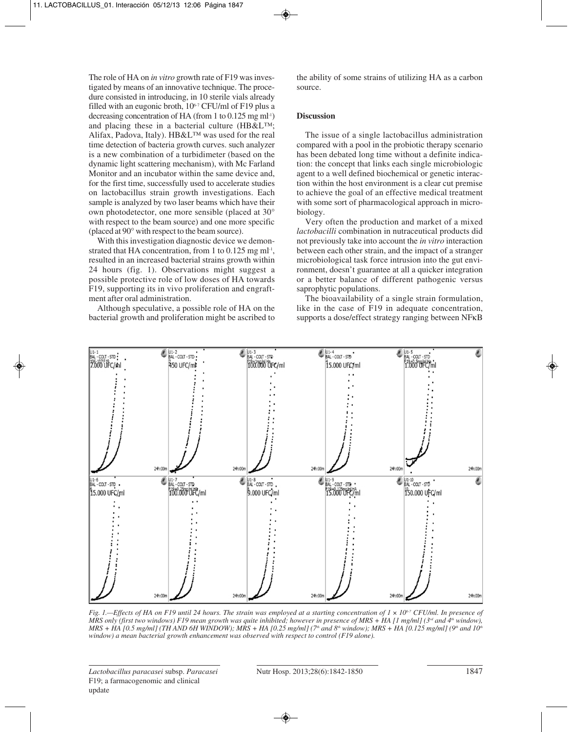The role of HA on *in vitro* growth rate of F19 was investigated by means of an innovative technique. The procedure consisted in introducing, in 10 sterile vials already filled with an eugonic broth, $10^{6\text{-}7}$ CFU/ml of F19 plus a decreasing concentration of HA (from 1 to 0.125 mg ml$^{-1}$) and placing these in a bacterial culture (HB&L™; Alifax, Padova, Italy). HB&L™ was used for the real time detection of bacteria growth curves. such analyzer is a new combination of a turbidimeter (based on the dynamic light scattering mechanism), with Mc Farland Monitor and an incubator within the same device and, for the first time, successfully used to accelerate studies on lactobacillus strain growth investigations. Each sample is analyzed by two laser beams which have their own photodetector, one more sensible (placed at 30° with respect to the beam source) and one more specific (placed at 90° with respect to the beam source).

With this investigation diagnostic device we demonstrated that HA concentration, from 1 to 0.125 mg ml$^{-1}$, resulted in an increased bacterial strains growth within 24 hours (fig. 1). Observations might suggest a possible protective role of low doses of HA towards F19, supporting its in vivo proliferation and engraftment after oral administration.

Although speculative, a possible role of HA on the bacterial growth and proliferation might be ascribed to the ability of some strains of utilizing HA as a carbon source.

## Discussion

The issue of a single lactobacillus administration compared with a pool in the probiotic therapy scenario has been debated long time without a definite indication: the concept that links each single microbiologic agent to a well defined biochemical or genetic interaction within the host environment is a clear cut premise to achieve the goal of an effective medical treatment with some sort of pharmacological approach in microbiology.

Very often the production and market of a mixed *lactobacilli* combination in nutraceutical products did not previously take into account the *in vitro* interaction between each other strain, and the impact of a stranger microbiological task force intrusion into the gut environment, doesn't guarantee at all a quicker integration or a better balance of different pathogenic versus saprophytic populations.

The bioavailability of a single strain formulation, like in the case of F19 in adequate concentration, supports a dose/effect strategy ranging between NFκB

*Fig. 1.—Effects of HA on F19 until 24 hours. The strain was employed at a starting concentration of $1 \times 10^{6\text{-}7}$ CFU/ml. In presence of MRS only (first two windows) F19 mean growth was quite inhibited; however in presence of MRS + HA [1 mg/ml] (3rd and 4th window), MRS + HA [0.5 mg/ml] (TH AND 6H WINDOW); MRS + HA [0.25 mg/ml] (7th and 8th window); MRS + HA [0.125 mg/ml] (9th and 10th window) a mean bacterial growth enhancement was observed with respect to control (F19 alone).*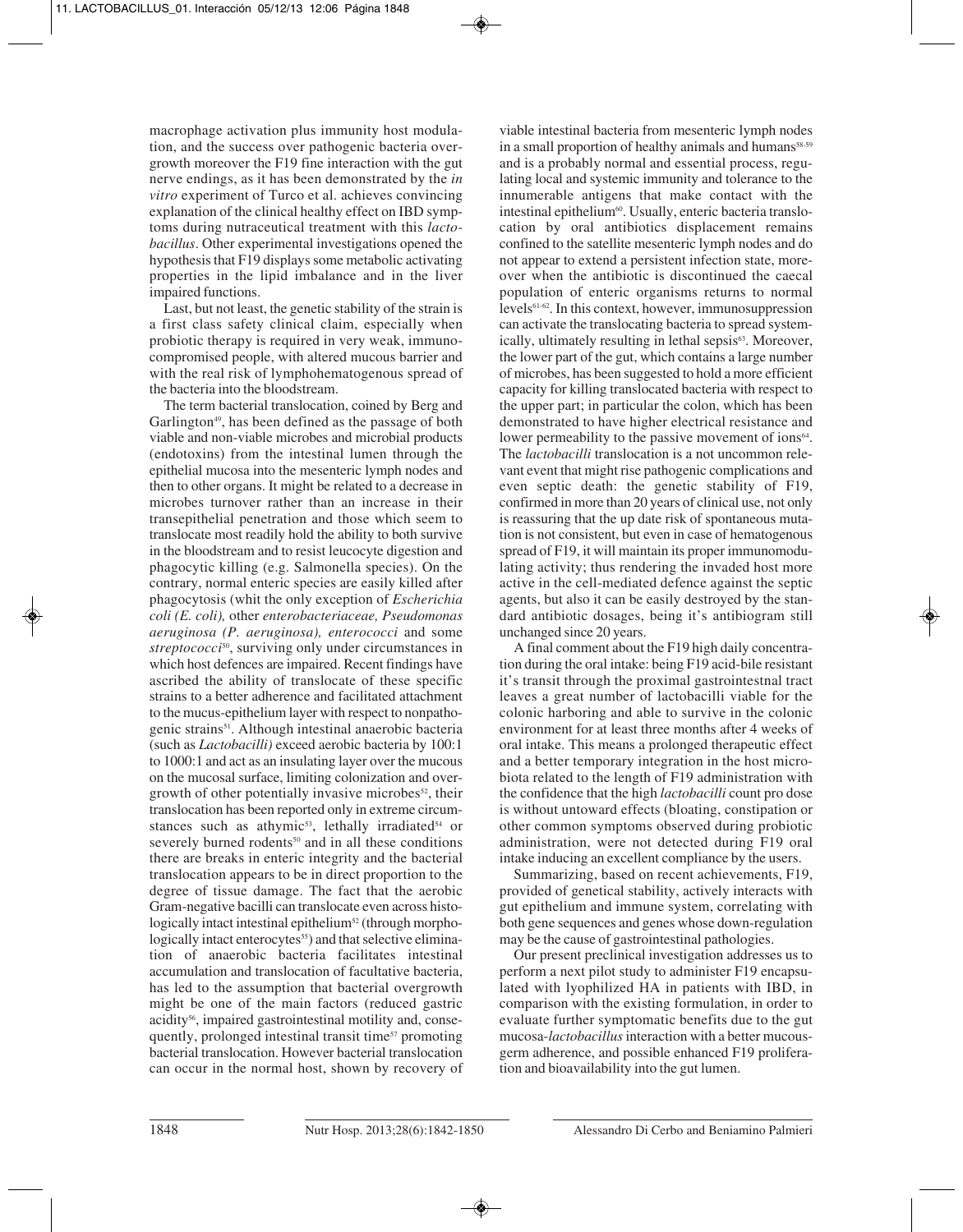macrophage activation plus immunity host modulation, and the success over pathogenic bacteria overgrowth moreover the F19 fine interaction with the gut nerve endings, as it has been demonstrated by the *in vitro* experiment of Turco et al. achieves convincing explanation of the clinical healthy effect on IBD symptoms during nutraceutical treatment with this *lactobacillus*. Other experimental investigations opened the hypothesis that F19 displays some metabolic activating properties in the lipid imbalance and in the liver impaired functions.

Last, but not least, the genetic stability of the strain is a first class safety clinical claim, especially when probiotic therapy is required in very weak, immunocompromised people, with altered mucous barrier and with the real risk of lymphohematogenous spread of the bacteria into the bloodstream.

The term bacterial translocation, coined by Berg and Garlington[49], has been defined as the passage of both viable and non-viable microbes and microbial products (endotoxins) from the intestinal lumen through the epithelial mucosa into the mesenteric lymph nodes and then to other organs. It might be related to a decrease in microbes turnover rather than an increase in their transepithelial penetration and those which seem to translocate most readily hold the ability to both survive in the bloodstream and to resist leucocyte digestion and phagocytic killing (e.g. Salmonella species). On the contrary, normal enteric species are easily killed after phagocytosis (whit the only exception of *Escherichia coli (E. coli),* other *enterobacteriaceae, Pseudomonas aeruginosa (P. aeruginosa), enterococci* and some *streptococci*[50], surviving only under circumstances in which host defences are impaired. Recent findings have ascribed the ability of translocate of these specific strains to a better adherence and facilitated attachment to the mucus-epithelium layer with respect to nonpathogenic strains[51]. Although intestinal anaerobic bacteria (such as *Lactobacilli)* exceed aerobic bacteria by 100:1 to 1000:1 and act as an insulating layer over the mucous on the mucosal surface, limiting colonization and overgrowth of other potentially invasive microbes[52], their translocation has been reported only in extreme circumstances such as athymic[53], lethally irradiated[54] or severely burned rodents[50] and in all these conditions there are breaks in enteric integrity and the bacterial translocation appears to be in direct proportion to the degree of tissue damage. The fact that the aerobic Gram-negative bacilli can translocate even across histologically intact intestinal epithelium[52] (through morphologically intact enterocytes[55]) and that selective elimination of anaerobic bacteria facilitates intestinal accumulation and translocation of facultative bacteria, has led to the assumption that bacterial overgrowth might be one of the main factors (reduced gastric acidity[56], impaired gastrointestinal motility and, consequently, prolonged intestinal transit time[57] promoting bacterial translocation. However bacterial translocation can occur in the normal host, shown by recovery of viable intestinal bacteria from mesenteric lymph nodes in a small proportion of healthy animals and humans[58-59] and is a probably normal and essential process, regulating local and systemic immunity and tolerance to the innumerable antigens that make contact with the intestinal epithelium[60]. Usually, enteric bacteria translocation by oral antibiotics displacement remains confined to the satellite mesenteric lymph nodes and do not appear to extend a persistent infection state, moreover when the antibiotic is discontinued the caecal population of enteric organisms returns to normal levels[61-62]. In this context, however, immunosuppression can activate the translocating bacteria to spread systemically, ultimately resulting in lethal sepsis[63]. Moreover, the lower part of the gut, which contains a large number of microbes, has been suggested to hold a more efficient capacity for killing translocated bacteria with respect to the upper part; in particular the colon, which has been demonstrated to have higher electrical resistance and lower permeability to the passive movement of ions[64]. The *lactobacilli* translocation is a not uncommon relevant event that might rise pathogenic complications and even septic death: the genetic stability of F19, confirmed in more than 20 years of clinical use, not only is reassuring that the up date risk of spontaneous mutation is not consistent, but even in case of hematogenous spread of F19, it will maintain its proper immunomodulating activity; thus rendering the invaded host more active in the cell-mediated defence against the septic agents, but also it can be easily destroyed by the standard antibiotic dosages, being it's antibiogram still unchanged since 20 years.

A final comment about the F19 high daily concentration during the oral intake: being F19 acid-bile resistant it's transit through the proximal gastrointestnal tract leaves a great number of lactobacilli viable for the colonic harboring and able to survive in the colonic environment for at least three months after 4 weeks of oral intake. This means a prolonged therapeutic effect and a better temporary integration in the host microbiota related to the length of F19 administration with the confidence that the high *lactobacilli* count pro dose is without untoward effects (bloating, constipation or other common symptoms observed during probiotic administration, were not detected during F19 oral intake inducing an excellent compliance by the users.

Summarizing, based on recent achievements, F19, provided of genetical stability, actively interacts with gut epithelium and immune system, correlating with both gene sequences and genes whose down-regulation may be the cause of gastrointestinal pathologies.

Our present preclinical investigation addresses us to perform a next pilot study to administer F19 encapsulated with lyophilized HA in patients with IBD, in comparison with the existing formulation, in order to evaluate further symptomatic benefits due to the gut mucosa-*lactobacillus* interaction with a better mucous-germ adherence, and possible enhanced F19 proliferation and bioavailability into the gut lumen.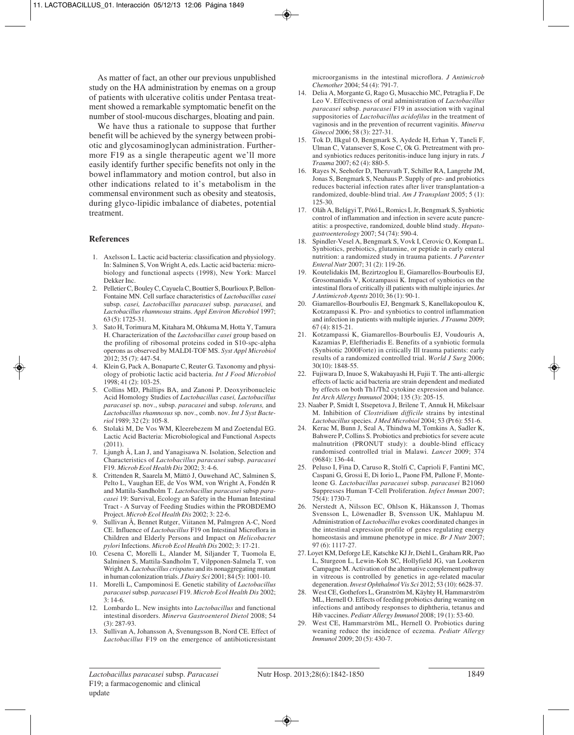As matter of fact, an other our previous unpublished study on the HA administration by enemas on a group of patients with ulcerative colitis under Pentasa treatment showed a remarkable symptomatic benefit on the number of stool-mucous discharges, bloating and pain.

We have thus a rationale to suppose that further benefit will be achieved by the synergy between probiotic and glycosaminoglycan administration. Furthermore F19 as a single therapeutic agent we'll more easily identify further specific benefits not only in the bowel inflammatory and motion control, but also in other indications related to it's metabolism in the commensal environment such as obesity and steatosis, during glyco-lipidic imbalance of diabetes, potential treatment.

## References

1. Axelsson L. Lactic acid bacteria: classification and physiology. In: Salminen S, Von Wright A, eds. Lactic acid bacteria: microbiology and functional aspects (1998), New York: Marcel Dekker Inc.
2. Pelletier C, Bouley C, Cayuela C, Bouttier S, Bourlioux P, Bellon-Fontaine MN. Cell surface characteristics of *Lactobacillus casei* subsp. *casei, Lactobacillus paracasei* subsp. *paracasei,* and *Lactobacillus rhamnosus* strains. *Appl Environ Microbiol* 1997; 63 (5): 1725-31.
3. Sato H, Torimura M, Kitahara M, Ohkuma M, Hotta Y, Tamura H. Characterization of the *Lactobacillus casei* group based on the profiling of ribosomal proteins coded in S10-spc-alpha operons as observed by MALDI-TOF MS. *Syst Appl Microbiol* 2012; 35 (7): 447-54.
4. Klein G, Pack A, Bonaparte C, Reuter G. Taxonomy and physiology of probiotic lactic acid bacteria. *Int J Food Microbiol* 1998; 41 (2): 103-25.
5. Collins MD, Phillips BA, and Zanoni P. Deoxyribonucleic Acid Homology Studies of *Lactobacillus casei, Lactobacillus paracasei* sp. nov., subsp. *paracasei* and subsp. *tolerans,* and *Lactobacillus rhamnosus* sp. nov., comb. nov. *Int J Syst Bacteriol* 1989; 32 (2): 105-8.
6. Stolaki M, De Vos WM, Kleerebezem M and Zoetendal EG. Lactic Acid Bacteria: Microbiological and Functional Aspects (2011).
7. Ljungh Å, Lan J, and Yanagisawa N. Isolation, Selection and Characteristics of *Lactobacillus paracasei* subsp. *paracasei* F19. *Microb Ecol Health Dis* 2002; 3: 4-6.
8. Crittenden R, Saarela M, Mättö J, Ouwehand AC, Salminen S, Pelto L, Vaughan EE, de Vos WM, von Wright A, Fondén R and Mattila-Sandholm T. *Lactobacillus paracasei* subsp *paracasei* 19: Survival, Ecology an Safety in the Human Intestinal Tract - A Survay of Feeding Studies within the PROBDEMO Project. *Microb Ecol Health Dis* 2002; 3: 22-6.
9. Sullivan Å, Bennet Rutger, Viitanen M, Palmgren A-C, Nord CE. Influence of *Lactobacillus* F19 on Intestinal Microflora in Children and Elderly Persons and Impact on *Helicobacter pylori* Infections. *Microb Ecol Health Dis* 2002; 3: 17-21.
10. Cesena C, Morelli L, Alander M, Siljander T, Tuomola E, Salminen S, Mattila-Sandholm T, Vilpponen-Salmela T, von Wright A. *Lactobacillus crispatus* and its nonaggregating mutant in human colonization trials. *J Dairy Sci* 2001; 84 (5): 1001-10.
11. Morelli L, Campominosi E. Genetic stability of *Lactobacillus paracasei* subsp. *paracasei* F19. *Microb Ecol Health Dis* 2002; 3: 14-6.
12. Lombardo L. New insights into *Lactobacillus* and functional intestinal disorders. *Minerva Gastroenterol Dietol* 2008; 54 (3): 287-93.
13. Sullivan A, Johansson A, Svenungsson B, Nord CE. Effect of *Lactobacillus* F19 on the emergence of antibioticresistant microorganisms in the intestinal microflora. *J Antimicrob Chemother* 2004; 54 (4): 791-7.
14. Delia A, Morgante G, Rago G, Musacchio MC, Petraglia F, De Leo V. Effectiveness of oral administration of *Lactobacillus paracasei* subsp. *paracasei* F19 in association with vaginal suppositories of *Lactobacillus acidofilus* in the treatment of vaginosis and in the prevention of recurrent vaginitis. *Minerva Ginecol* 2006; 58 (3): 227-31.
15. Tok D, Ilkgul O, Bengmark S, Aydede H, Erhan Y, Taneli F, Ulman C, Vatansever S, Kose C, Ok G. Pretreatment with pro- and synbiotics reduces peritonitis-induce lung injury in rats. *J Trauma* 2007; 62 (4): 880-5.
16. Rayes N, Seehofer D, Theruvath T, Schiller RA, Langrehr JM, Jonas S, Bengmark S, Neuhaus P. Supply of pre- and probiotics reduces bacterial infection rates after liver transplantation-a randomized, double-blind trial. *Am J Transplant* 2005; 5 (1): 125-30.
17. Oláh A, Belágyi T, Pótó L, Romics L Jr, Bengmark S, Synbiotic control of inflammation and infection in severe acute pancreatitis: a prospective, randomized, double blind study. *Hepatogastroenterology* 2007; 54 (74): 590-4.
18. Spindler-Vesel A, Bengmark S, Vovk I, Cerovic O, Kompan L. Synbiotics, prebiotics, glutamine, or peptide in early enteral nutrition: a randomized study in trauma patients. *J Parenter Enteral Nutr* 2007; 31 (2): 119-26.
19. Koutelidakis IM, Bezirtzoglou E, Giamarellos-Bourboulis EJ, Grosomanidis V, Kotzampassi K. Impact of synbiotics on the intestinal flora of critically ill patients with multiple injuries. *Int J Antimicrob Agents* 2010; 36 (1): 90-1.
20. Giamarellos-Bourboulis EJ, Bengmark S, Kanellakopoulou K, Kotzampassi K. Pro- and synbiotics to control inflammation and infection in patients with multiple injuries. *J Trauma* 2009; 67 (4): 815-21.
21. Kotzampassi K, Giamarellos-Bourboulis EJ, Voudouris A, Kazamias P, Eleftheriadis E. Benefits of a synbiotic formula (Synbiotic 2000Forte) in critically Ill trauma patients: early results of a randomized controlled trial. *World J Surg* 2006; 30(10): 1848-55.
22. Fujiwara D, Inuoe S, Wakabayashi H, Fujii T. The anti-allergic effects of lactic acid bacteria are strain dependent and mediated by effects on both Th1/Th2 cytokine expression and balance. *Int Arch Allergy Immunol* 2004; 135 (3): 205-15.
23. Naaber P, Smidt I, Stsepetova J, Brilene T, Annuk H, Mikelsaar M. Inhibition of *Clostridium difficile* strains by intestinal *Lactobacillus* species. *J Med Microbiol* 2004; 53 (Pt 6): 551-6.
24. Kerac M, Bunn J, Seal A, Thindwa M, Tomkins A, Sadler K, Bahwere P, Collins S. Probiotics and prebiotics for severe acute malnutrition (PRONUT study): a double-blind efficacy randomised controlled trial in Malawi. *Lancet* 2009; 374 (9684): 136-44.
25. Peluso I, Fina D, Caruso R, Stolfi C, Caprioli F, Fantini MC, Caspani G, Grossi E, Di Iorio L, Paone FM, Pallone F, Monteleone G. *Lactobacillus paracasei* subsp. *paracasei* B21060 Suppresses Human T-Cell Proliferation. *Infect Immun* 2007; 75(4): 1730-7.
26. Nerstedt A, Nilsson EC, Ohlson K, Håkansson J, Thomas Svensson L, Löwenadler B, Svensson UK, Mahlapuu M. Administration of *Lactobacillus* evokes coordinated changes in the intestinal expression profile of genes regulating energy homeostasis and immune phenotype in mice. *Br J Nutr* 2007; 97 (6): 1117-27.
27. Loyet KM, Deforge LE, Katschke KJ Jr, Diehl L, Graham RR, Pao L, Sturgeon L, Lewin-Koh SC, Hollyfield JG, van Lookeren Campagne M. Activation of the alternative complement pathway in vitreous is controlled by genetics in age-related macular degeneration. *Invest Ophthalmol Vis Sci* 2012; 53 (10): 6628-37.
28. West CE, Gothefors L, Granström M, Käyhty H, Hammarström ML, Hernell O. Effects of feeding probiotics during weaning on infections and antibody responses to diphtheria, tetanus and Hib vaccines. *Pediatr Allergy Immunol* 2008; 19 (1): 53-60.
29. West CE, Hammarström ML, Hernell O. Probiotics during weaning reduce the incidence of eczema. *Pediatr Allergy Immunol* 2009; 20 (5): 430-7.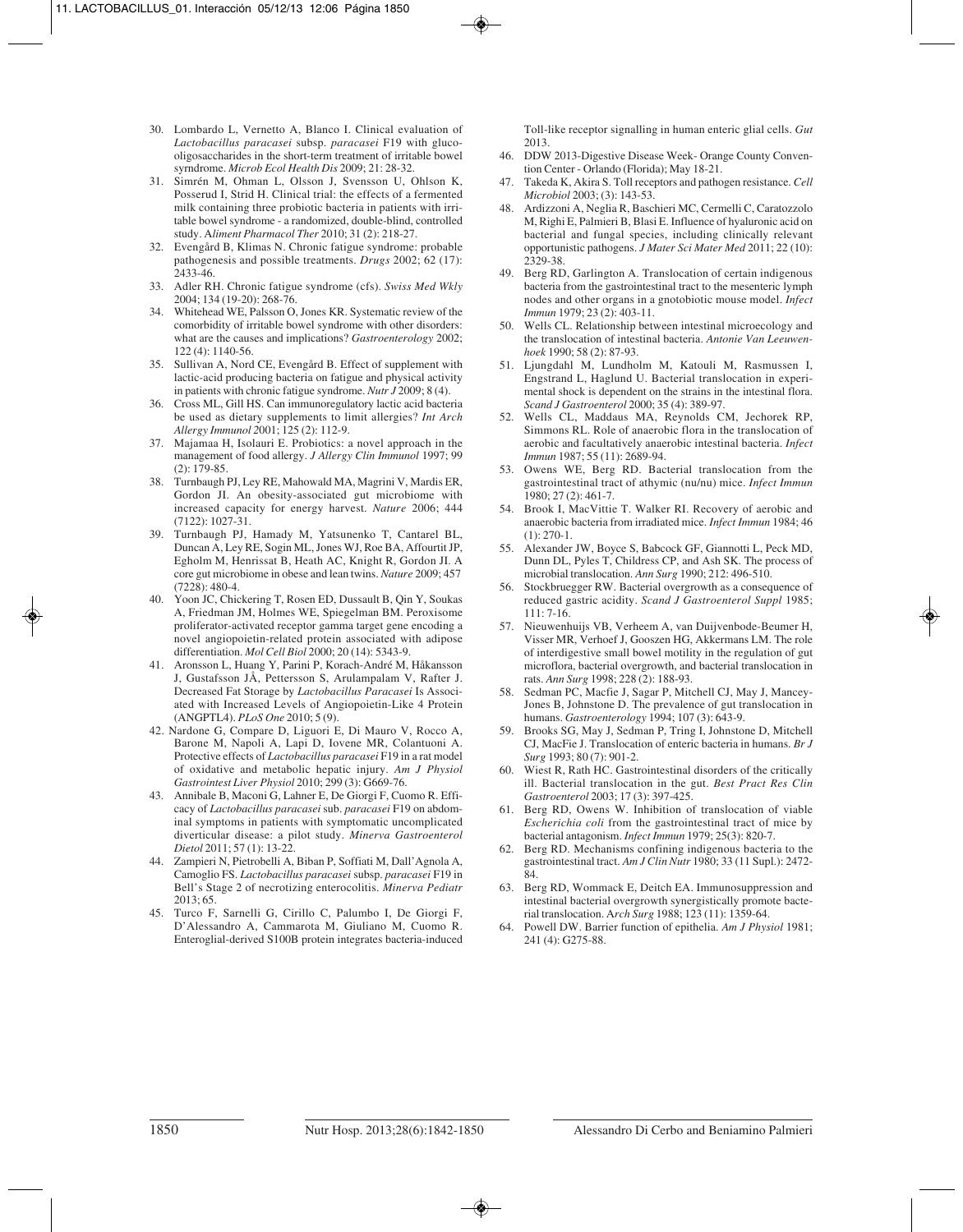30. Lombardo L, Vernetto A, Blanco I. Clinical evaluation of *Lactobacillus paracasei* subsp. *paracasei* F19 with gluco-oligosaccharides in the short-term treatment of irritable bowel syrndrome. *Microb Ecol Health Dis* 2009; 21: 28-32.
31. Simrén M, Ohman L, Olsson J, Svensson U, Ohlson K, Posserud I, Strid H. Clinical trial: the effects of a fermented milk containing three probiotic bacteria in patients with irritable bowel syndrome - a randomized, double-blind, controlled study. A*liment Pharmacol Ther* 2010; 31 (2): 218-27.
32. Evengård B, Klimas N. Chronic fatigue syndrome: probable pathogenesis and possible treatments. *Drugs* 2002; 62 (17): 2433-46.
33. Adler RH. Chronic fatigue syndrome (cfs). *Swiss Med Wkly* 2004; 134 (19-20): 268-76.
34. Whitehead WE, Palsson O, Jones KR. Systematic review of the comorbidity of irritable bowel syndrome with other disorders: what are the causes and implications? *Gastroenterology* 2002; 122 (4): 1140-56.
35. Sullivan A, Nord CE, Evengård B. Effect of supplement with lactic-acid producing bacteria on fatigue and physical activity in patients with chronic fatigue syndrome. *Nutr J* 2009; 8 (4).
36. Cross ML, Gill HS. Can immunoregulatory lactic acid bacteria be used as dietary supplements to limit allergies? *Int Arch Allergy Immunol* 2001; 125 (2): 112-9.
37. Majamaa H, Isolauri E. Probiotics: a novel approach in the management of food allergy. *J Allergy Clin Immunol* 1997; 99 (2): 179-85.
38. Turnbaugh PJ, Ley RE, Mahowald MA, Magrini V, Mardis ER, Gordon JI. An obesity-associated gut microbiome with increased capacity for energy harvest. *Nature* 2006; 444 (7122): 1027-31.
39. Turnbaugh PJ, Hamady M, Yatsunenko T, Cantarel BL, Duncan A, Ley RE, Sogin ML, Jones WJ, Roe BA, Affourtit JP, Egholm M, Henrissat B, Heath AC, Knight R, Gordon JI. A core gut microbiome in obese and lean twins. *Nature* 2009; 457 (7228): 480-4.
40. Yoon JC, Chickering T, Rosen ED, Dussault B, Qin Y, Soukas A, Friedman JM, Holmes WE, Spiegelman BM. Peroxisome proliferator-activated receptor gamma target gene encoding a novel angiopoietin-related protein associated with adipose differentiation. *Mol Cell Biol* 2000; 20 (14): 5343-9.
41. Aronsson L, Huang Y, Parini P, Korach-André M, Håkansson J, Gustafsson JÅ, Pettersson S, Arulampalam V, Rafter J. Decreased Fat Storage by *Lactobacillus Paracasei* Is Associated with Increased Levels of Angiopoietin-Like 4 Protein (ANGPTL4). *PLoS One* 2010; 5 (9).
42. Nardone G, Compare D, Liguori E, Di Mauro V, Rocco A, Barone M, Napoli A, Lapi D, Iovene MR, Colantuoni A. Protective effects of *Lactobacillus paracasei* F19 in a rat model of oxidative and metabolic hepatic injury. *Am J Physiol Gastrointest Liver Physiol* 2010; 299 (3): G669-76.
43. Annibale B, Maconi G, Lahner E, De Giorgi F, Cuomo R. Efficacy of *Lactobacillus paracasei* sub. *paracasei* F19 on abdominal symptoms in patients with symptomatic uncomplicated diverticular disease: a pilot study. *Minerva Gastroenterol Dietol* 2011; 57 (1): 13-22.
44. Zampieri N, Pietrobelli A, Biban P, Soffiati M, Dall'Agnola A, Camoglio FS. *Lactobacillus paracasei* subsp. *paracasei* F19 in Bell's Stage 2 of necrotizing enterocolitis. *Minerva Pediatr* 2013; 65.
45. Turco F, Sarnelli G, Cirillo C, Palumbo I, De Giorgi F, D'Alessandro A, Cammarota M, Giuliano M, Cuomo R. Enteroglial-derived S100B protein integrates bacteria-induced Toll-like receptor signalling in human enteric glial cells. *Gut* 2013.
46. DDW 2013-Digestive Disease Week- Orange County Convention Center - Orlando (Florida); May 18-21.
47. Takeda K, Akira S. Toll receptors and pathogen resistance. *Cell Microbiol* 2003; (3): 143-53.
48. Ardizzoni A, Neglia R, Baschieri MC, Cermelli C, Caratozzolo M, Righi E, Palmieri B, Blasi E. Influence of hyaluronic acid on bacterial and fungal species, including clinically relevant opportunistic pathogens. *J Mater Sci Mater Med* 2011; 22 (10): 2329-38.
49. Berg RD, Garlington A. Translocation of certain indigenous bacteria from the gastrointestinal tract to the mesenteric lymph nodes and other organs in a gnotobiotic mouse model. *Infect Immun* 1979; 23 (2): 403-11.
50. Wells CL. Relationship between intestinal microecology and the translocation of intestinal bacteria. *Antonie Van Leeuwenhoek* 1990; 58 (2): 87-93.
51. Ljungdahl M, Lundholm M, Katouli M, Rasmussen I, Engstrand L, Haglund U. Bacterial translocation in experimental shock is dependent on the strains in the intestinal flora. *Scand J Gastroenterol* 2000; 35 (4): 389-97.
52. Wells CL, Maddaus MA, Reynolds CM, Jechorek RP, Simmons RL. Role of anaerobic flora in the translocation of aerobic and facultatively anaerobic intestinal bacteria. *Infect Immun* 1987; 55 (11): 2689-94.
53. Owens WE, Berg RD. Bacterial translocation from the gastrointestinal tract of athymic (nu/nu) mice. *Infect Immun* 1980; 27 (2): 461-7.
54. Brook I, MacVittie T. Walker RI. Recovery of aerobic and anaerobic bacteria from irradiated mice. *Infect Immun* 1984; 46 (1): 270-1.
55. Alexander JW, Boyce S, Babcock GF, Giannotti L, Peck MD, Dunn DL, Pyles T, Childress CP, and Ash SK. The process of microbial translocation. *Ann Surg* 1990; 212: 496-510.
56. Stockbruegger RW. Bacterial overgrowth as a consequence of reduced gastric acidity. *Scand J Gastroenterol Suppl* 1985; 111: 7-16.
57. Nieuwenhuijs VB, Verheem A, van Duijvenbode-Beumer H, Visser MR, Verhoef J, Gooszen HG, Akkermans LM. The role of interdigestive small bowel motility in the regulation of gut microflora, bacterial overgrowth, and bacterial translocation in rats. *Ann Surg* 1998; 228 (2): 188-93.
58. Sedman PC, Macfie J, Sagar P, Mitchell CJ, May J, Mancey-Jones B, Johnstone D. The prevalence of gut translocation in humans. *Gastroenterology* 1994; 107 (3): 643-9.
59. Brooks SG, May J, Sedman P, Tring I, Johnstone D, Mitchell CJ, MacFie J. Translocation of enteric bacteria in humans. *Br J Surg* 1993; 80 (7): 901-2.
60. Wiest R, Rath HC. Gastrointestinal disorders of the critically ill. Bacterial translocation in the gut. *Best Pract Res Clin Gastroenterol* 2003; 17 (3): 397-425.
61. Berg RD, Owens W. Inhibition of translocation of viable *Escherichia coli* from the gastrointestinal tract of mice by bacterial antagonism. *Infect Immun* 1979; 25(3): 820-7.
62. Berg RD. Mechanisms confining indigenous bacteria to the gastrointestinal tract. *Am J Clin Nutr* 1980; 33 (11 Supl.): 2472-84.
63. Berg RD, Wommack E, Deitch EA. Immunosuppression and intestinal bacterial overgrowth synergistically promote bacterial translocation. A*rch Surg* 1988; 123 (11): 1359-64.
64. Powell DW. Barrier function of epithelia. *Am J Physiol* 1981; 241 (4): G275-88.